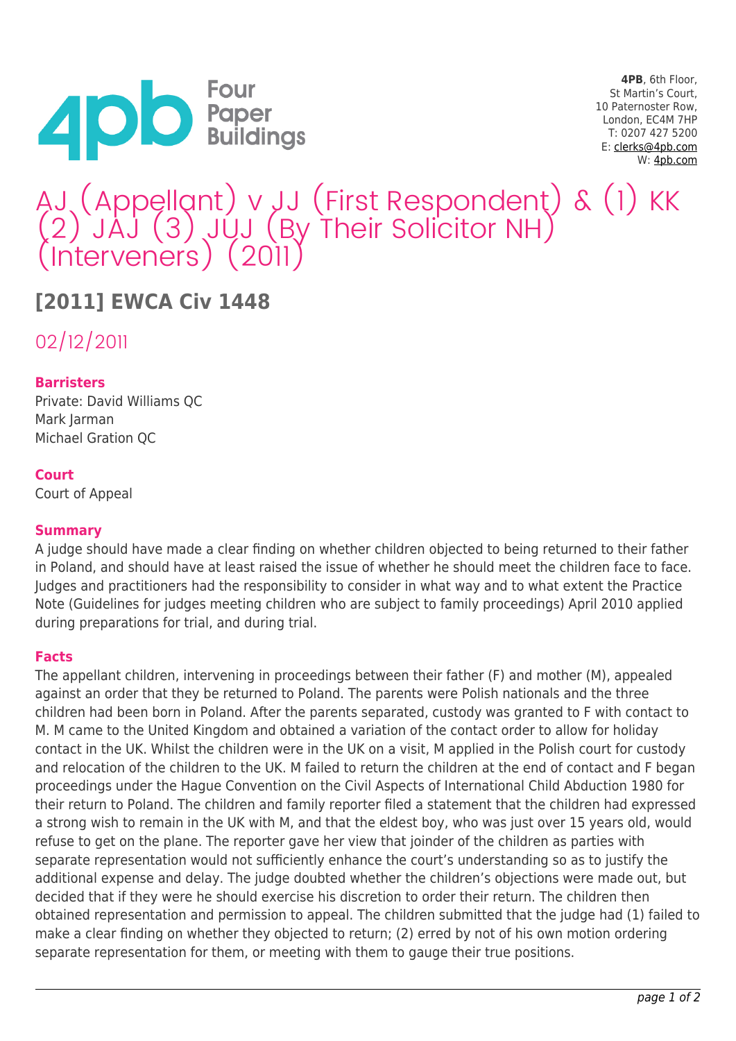4PB, 6th Floor,
St Martin's Court,
10 Paternoster Row,
London, EC4M 7HP
T: 0207 427 5200
E: clerks@4pb.com
W: 4pb.com

# AJ (Appellant) v JJ (First Respondent) & (1) KK (2) JAJ (3) JUJ (By Their Solicitor NH) (Interveners) (2011)

## [2011] EWCA Civ 1448

02/12/2011

### Barristers

Private: David Williams QC
Mark Jarman
Michael Gration QC

### Court

Court of Appeal

### Summary

A judge should have made a clear finding on whether children objected to being returned to their father in Poland, and should have at least raised the issue of whether he should meet the children face to face. Judges and practitioners had the responsibility to consider in what way and to what extent the Practice Note (Guidelines for judges meeting children who are subject to family proceedings) April 2010 applied during preparations for trial, and during trial.

### Facts

The appellant children, intervening in proceedings between their father (F) and mother (M), appealed against an order that they be returned to Poland. The parents were Polish nationals and the three children had been born in Poland. After the parents separated, custody was granted to F with contact to M. M came to the United Kingdom and obtained a variation of the contact order to allow for holiday contact in the UK. Whilst the children were in the UK on a visit, M applied in the Polish court for custody and relocation of the children to the UK. M failed to return the children at the end of contact and F began proceedings under the Hague Convention on the Civil Aspects of International Child Abduction 1980 for their return to Poland. The children and family reporter filed a statement that the children had expressed a strong wish to remain in the UK with M, and that the eldest boy, who was just over 15 years old, would refuse to get on the plane. The reporter gave her view that joinder of the children as parties with separate representation would not sufficiently enhance the court's understanding so as to justify the additional expense and delay. The judge doubted whether the children's objections were made out, but decided that if they were he should exercise his discretion to order their return. The children then obtained representation and permission to appeal. The children submitted that the judge had (1) failed to make a clear finding on whether they objected to return; (2) erred by not of his own motion ordering separate representation for them, or meeting with them to gauge their true positions.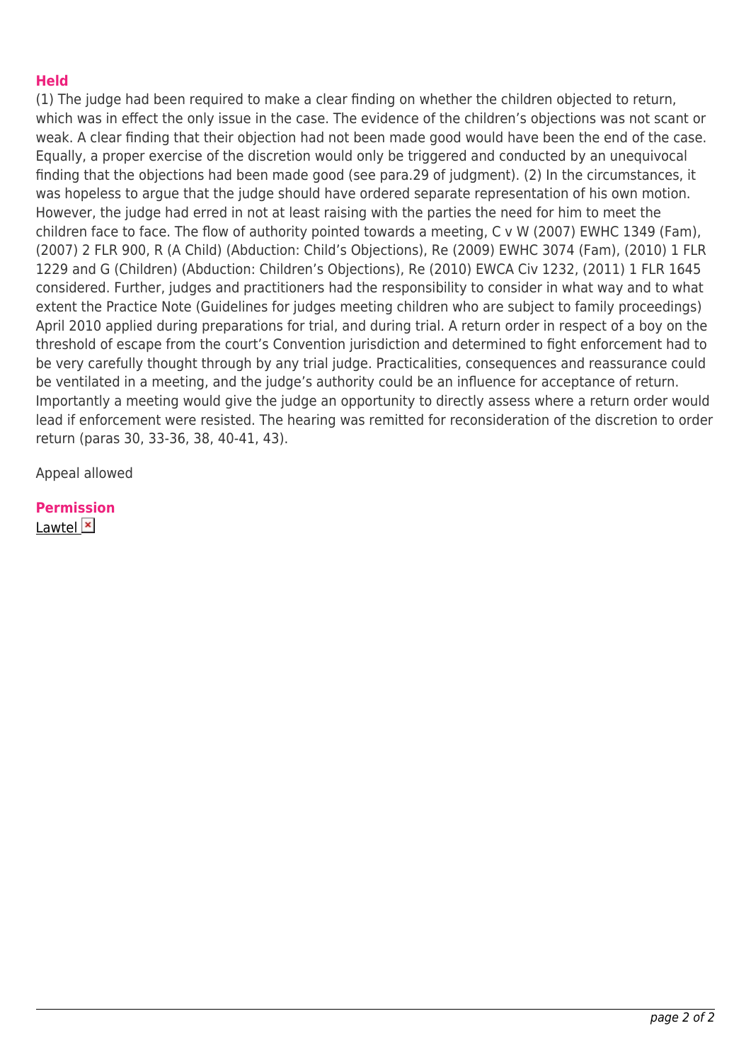**Held**

(1) The judge had been required to make a clear finding on whether the children objected to return, which was in effect the only issue in the case. The evidence of the children's objections was not scant or weak. A clear finding that their objection had not been made good would have been the end of the case. Equally, a proper exercise of the discretion would only be triggered and conducted by an unequivocal finding that the objections had been made good (see para.29 of judgment). (2) In the circumstances, it was hopeless to argue that the judge should have ordered separate representation of his own motion. However, the judge had erred in not at least raising with the parties the need for him to meet the children face to face. The flow of authority pointed towards a meeting, C v W (2007) EWHC 1349 (Fam), (2007) 2 FLR 900, R (A Child) (Abduction: Child's Objections), Re (2009) EWHC 3074 (Fam), (2010) 1 FLR 1229 and G (Children) (Abduction: Children's Objections), Re (2010) EWCA Civ 1232, (2011) 1 FLR 1645 considered. Further, judges and practitioners had the responsibility to consider in what way and to what extent the Practice Note (Guidelines for judges meeting children who are subject to family proceedings) April 2010 applied during preparations for trial, and during trial. A return order in respect of a boy on the threshold of escape from the court's Convention jurisdiction and determined to fight enforcement had to be very carefully thought through by any trial judge. Practicalities, consequences and reassurance could be ventilated in a meeting, and the judge's authority could be an influence for acceptance of return. Importantly a meeting would give the judge an opportunity to directly assess where a return order would lead if enforcement were resisted. The hearing was remitted for reconsideration of the discretion to order return (paras 30, 33-36, 38, 40-41, 43).

Appeal allowed

**Permission**

Lawtel